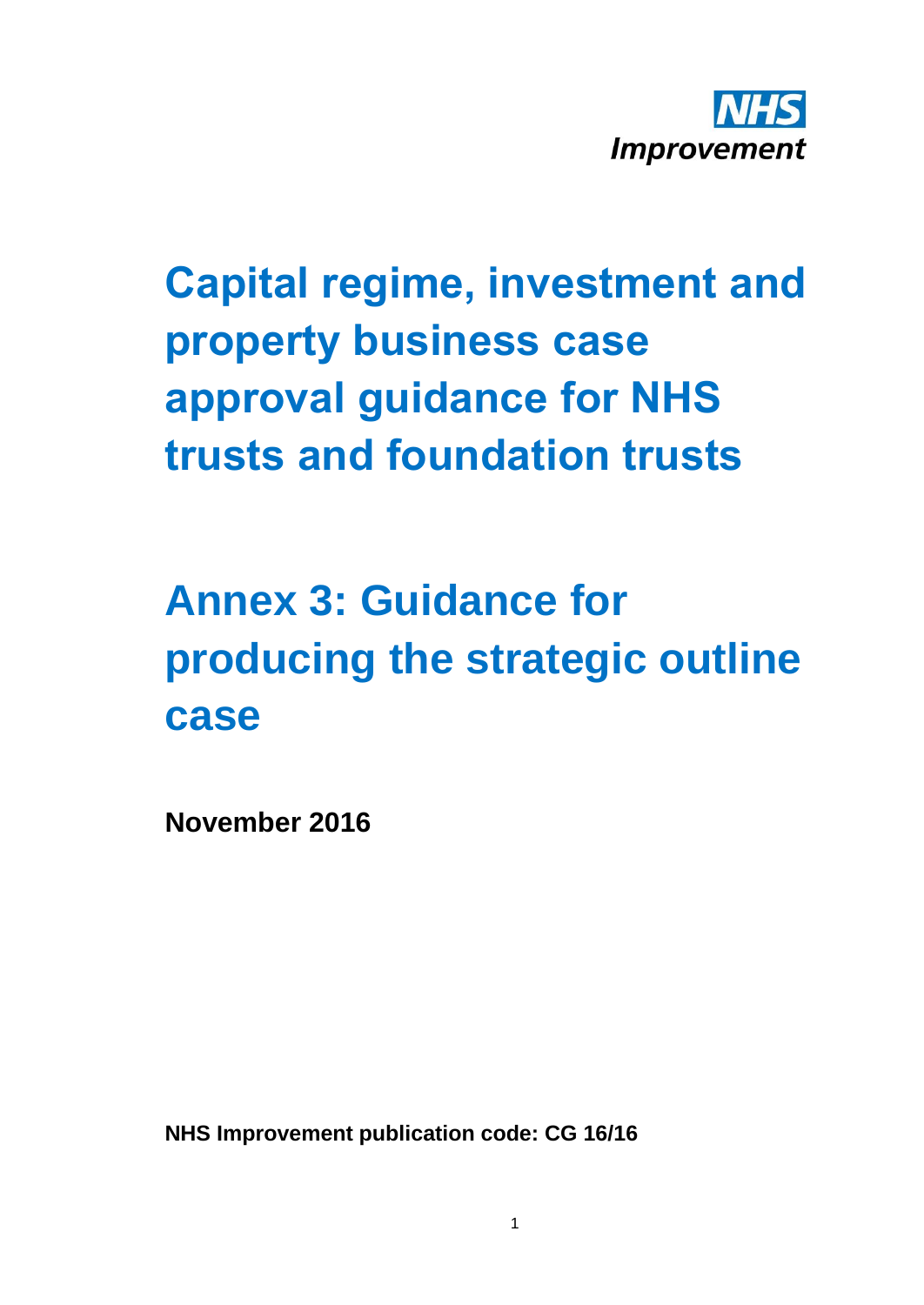NHS Improvement

# Capital regime, investment and property business case approval guidance for NHS trusts and foundation trusts

# Annex 3: Guidance for producing the strategic outline case

**November 2016**

**NHS Improvement publication code: CG 16/16**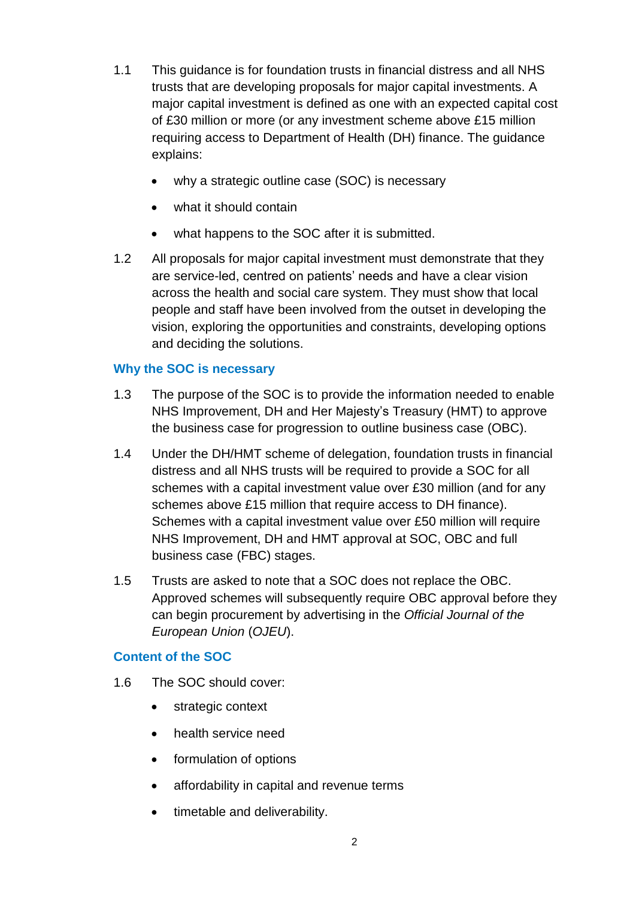1.1 This guidance is for foundation trusts in financial distress and all NHS trusts that are developing proposals for major capital investments. A major capital investment is defined as one with an expected capital cost of £30 million or more (or any investment scheme above £15 million requiring access to Department of Health (DH) finance. The guidance explains:

- why a strategic outline case (SOC) is necessary
- what it should contain
- what happens to the SOC after it is submitted.

1.2 All proposals for major capital investment must demonstrate that they are service-led, centred on patients' needs and have a clear vision across the health and social care system. They must show that local people and staff have been involved from the outset in developing the vision, exploring the opportunities and constraints, developing options and deciding the solutions.

## Why the SOC is necessary

1.3 The purpose of the SOC is to provide the information needed to enable NHS Improvement, DH and Her Majesty's Treasury (HMT) to approve the business case for progression to outline business case (OBC).

1.4 Under the DH/HMT scheme of delegation, foundation trusts in financial distress and all NHS trusts will be required to provide a SOC for all schemes with a capital investment value over £30 million (and for any schemes above £15 million that require access to DH finance). Schemes with a capital investment value over £50 million will require NHS Improvement, DH and HMT approval at SOC, OBC and full business case (FBC) stages.

1.5 Trusts are asked to note that a SOC does not replace the OBC. Approved schemes will subsequently require OBC approval before they can begin procurement by advertising in the *Official Journal of the European Union* (*OJEU*).

## Content of the SOC

1.6 The SOC should cover:

- strategic context
- health service need
- formulation of options
- affordability in capital and revenue terms
- timetable and deliverability.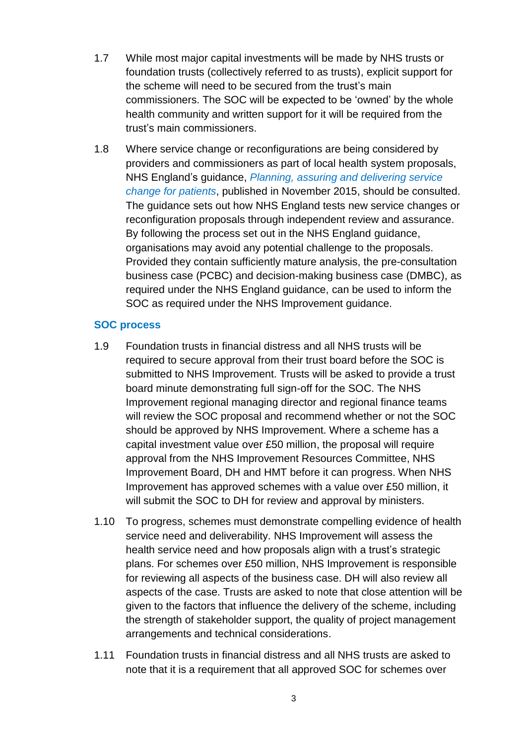1.7 While most major capital investments will be made by NHS trusts or foundation trusts (collectively referred to as trusts), explicit support for the scheme will need to be secured from the trust's main commissioners. The SOC will be expected to be 'owned' by the whole health community and written support for it will be required from the trust's main commissioners.

1.8 Where service change or reconfigurations are being considered by providers and commissioners as part of local health system proposals, NHS England's guidance, *Planning, assuring and delivering service change for patients*, published in November 2015, should be consulted. The guidance sets out how NHS England tests new service changes or reconfiguration proposals through independent review and assurance. By following the process set out in the NHS England guidance, organisations may avoid any potential challenge to the proposals. Provided they contain sufficiently mature analysis, the pre-consultation business case (PCBC) and decision-making business case (DMBC), as required under the NHS England guidance, can be used to inform the SOC as required under the NHS Improvement guidance.

### SOC process

1.9 Foundation trusts in financial distress and all NHS trusts will be required to secure approval from their trust board before the SOC is submitted to NHS Improvement. Trusts will be asked to provide a trust board minute demonstrating full sign-off for the SOC. The NHS Improvement regional managing director and regional finance teams will review the SOC proposal and recommend whether or not the SOC should be approved by NHS Improvement. Where a scheme has a capital investment value over £50 million, the proposal will require approval from the NHS Improvement Resources Committee, NHS Improvement Board, DH and HMT before it can progress. When NHS Improvement has approved schemes with a value over £50 million, it will submit the SOC to DH for review and approval by ministers.

1.10 To progress, schemes must demonstrate compelling evidence of health service need and deliverability. NHS Improvement will assess the health service need and how proposals align with a trust's strategic plans. For schemes over £50 million, NHS Improvement is responsible for reviewing all aspects of the business case. DH will also review all aspects of the case. Trusts are asked to note that close attention will be given to the factors that influence the delivery of the scheme, including the strength of stakeholder support, the quality of project management arrangements and technical considerations.

1.11 Foundation trusts in financial distress and all NHS trusts are asked to note that it is a requirement that all approved SOC for schemes over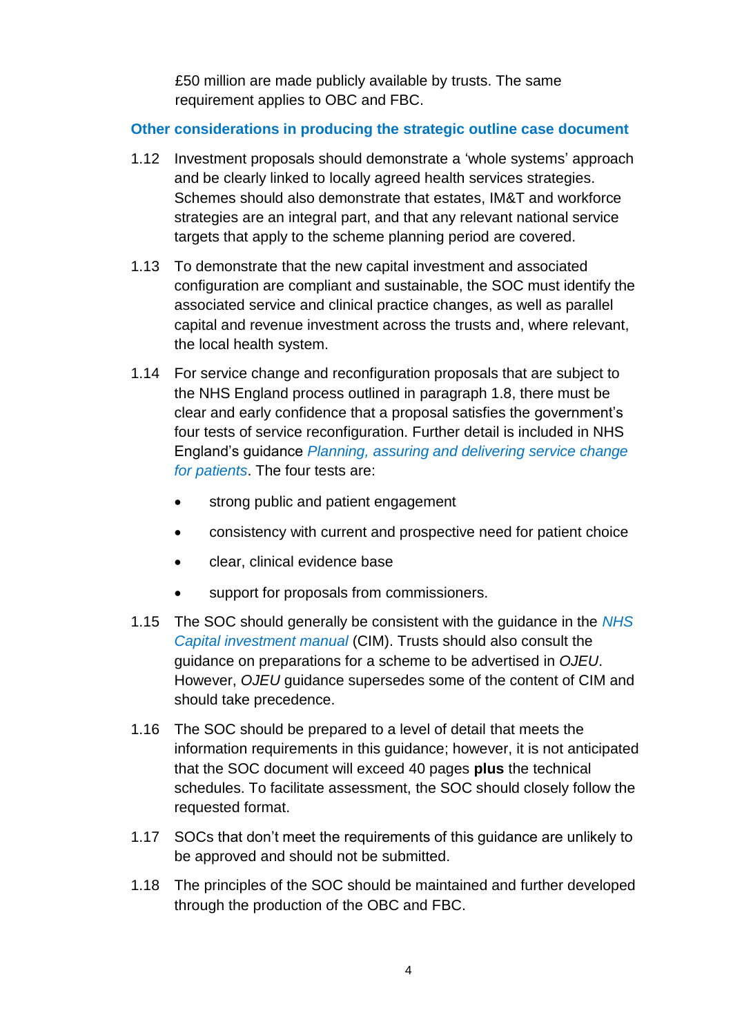£50 million are made publicly available by trusts. The same requirement applies to OBC and FBC.

## Other considerations in producing the strategic outline case document

1.12 Investment proposals should demonstrate a 'whole systems' approach and be clearly linked to locally agreed health services strategies. Schemes should also demonstrate that estates, IM&T and workforce strategies are an integral part, and that any relevant national service targets that apply to the scheme planning period are covered.

1.13 To demonstrate that the new capital investment and associated configuration are compliant and sustainable, the SOC must identify the associated service and clinical practice changes, as well as parallel capital and revenue investment across the trusts and, where relevant, the local health system.

1.14 For service change and reconfiguration proposals that are subject to the NHS England process outlined in paragraph 1.8, there must be clear and early confidence that a proposal satisfies the government's four tests of service reconfiguration. Further detail is included in NHS England's guidance *Planning, assuring and delivering service change for patients*. The four tests are:

- strong public and patient engagement
- consistency with current and prospective need for patient choice
- clear, clinical evidence base
- support for proposals from commissioners.

1.15 The SOC should generally be consistent with the guidance in the *NHS Capital investment manual* (CIM). Trusts should also consult the guidance on preparations for a scheme to be advertised in *OJEU*. However, *OJEU* guidance supersedes some of the content of CIM and should take precedence.

1.16 The SOC should be prepared to a level of detail that meets the information requirements in this guidance; however, it is not anticipated that the SOC document will exceed 40 pages **plus** the technical schedules. To facilitate assessment, the SOC should closely follow the requested format.

1.17 SOCs that don't meet the requirements of this guidance are unlikely to be approved and should not be submitted.

1.18 The principles of the SOC should be maintained and further developed through the production of the OBC and FBC.